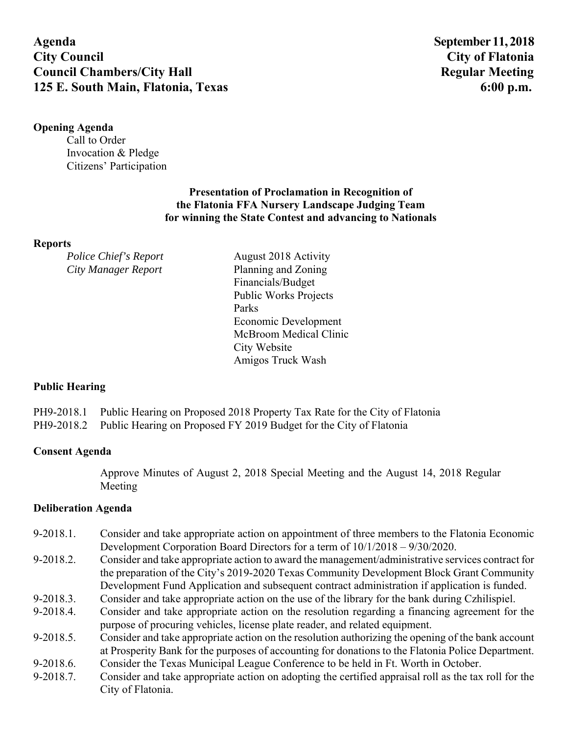**Agenda** **September 11, 2018**
**City Council** **City of Flatonia**
**Council Chambers/City Hall** **Regular Meeting**
**125 E. South Main, Flatonia, Texas** **6:00 p.m.**

**Opening Agenda**

Call to Order
Invocation & Pledge
Citizens' Participation

**Presentation of Proclamation in Recognition of the Flatonia FFA Nursery Landscape Judging Team for winning the State Contest and advancing to Nationals**

**Reports**

*Police Chief's Report* — August 2018 Activity

*City Manager Report* — Planning and Zoning
Financials/Budget
Public Works Projects
Parks
Economic Development
McBroom Medical Clinic
City Website
Amigos Truck Wash

**Public Hearing**

PH9-2018.1 Public Hearing on Proposed 2018 Property Tax Rate for the City of Flatonia
PH9-2018.2 Public Hearing on Proposed FY 2019 Budget for the City of Flatonia

**Consent Agenda**

Approve Minutes of August 2, 2018 Special Meeting and the August 14, 2018 Regular Meeting

**Deliberation Agenda**

9-2018.1. Consider and take appropriate action on appointment of three members to the Flatonia Economic Development Corporation Board Directors for a term of 10/1/2018 – 9/30/2020.
9-2018.2. Consider and take appropriate action to award the management/administrative services contract for the preparation of the City's 2019-2020 Texas Community Development Block Grant Community Development Fund Application and subsequent contract administration if application is funded.
9-2018.3. Consider and take appropriate action on the use of the library for the bank during Czhilispiel.
9-2018.4. Consider and take appropriate action on the resolution regarding a financing agreement for the purpose of procuring vehicles, license plate reader, and related equipment.
9-2018.5. Consider and take appropriate action on the resolution authorizing the opening of the bank account at Prosperity Bank for the purposes of accounting for donations to the Flatonia Police Department.
9-2018.6. Consider the Texas Municipal League Conference to be held in Ft. Worth in October.
9-2018.7. Consider and take appropriate action on adopting the certified appraisal roll as the tax roll for the City of Flatonia.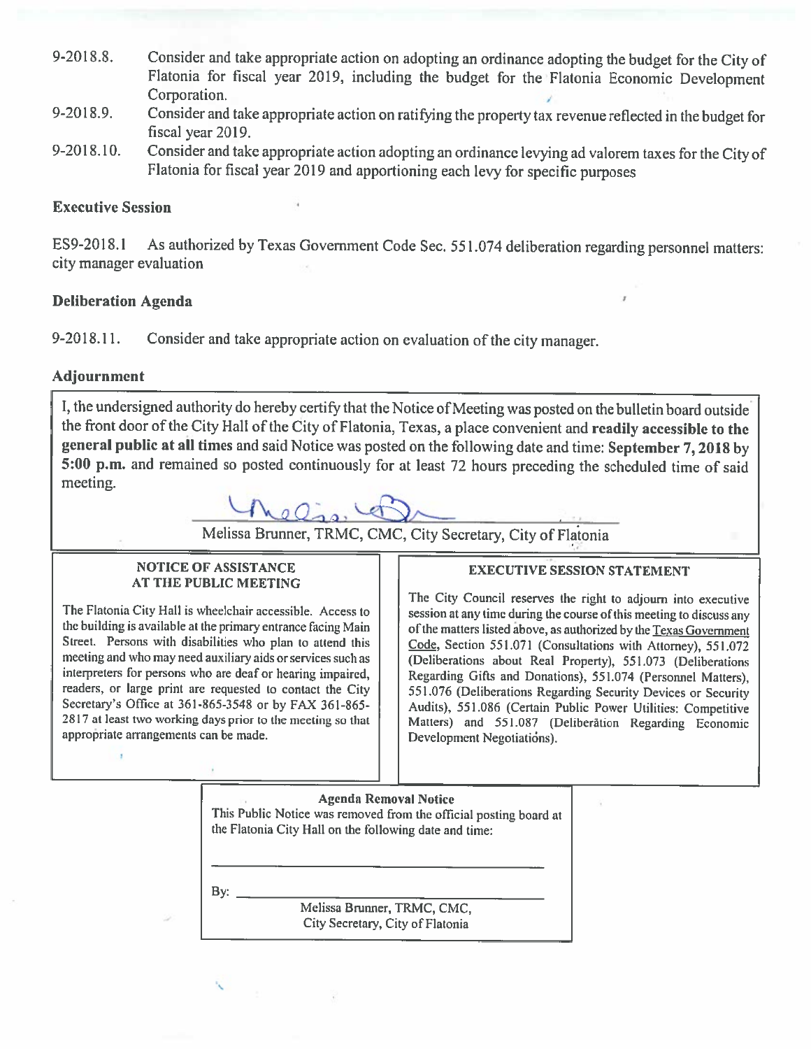9-2018.8. Consider and take appropriate action on adopting an ordinance adopting the budget for the City of Flatonia for fiscal year 2019, including the budget for the Flatonia Economic Development Corporation.

9-2018.9. Consider and take appropriate action on ratifying the property tax revenue reflected in the budget for fiscal year 2019.

9-2018.10. Consider and take appropriate action adopting an ordinance levying ad valorem taxes for the City of Flatonia for fiscal year 2019 and apportioning each levy for specific purposes

**Executive Session**

ES9-2018.1 As authorized by Texas Government Code Sec. 551.074 deliberation regarding personnel matters: city manager evaluation

**Deliberation Agenda**

9-2018.11. Consider and take appropriate action on evaluation of the city manager.

**Adjournment**

I, the undersigned authority do hereby certify that the Notice of Meeting was posted on the bulletin board outside the front door of the City Hall of the City of Flatonia, Texas, a place convenient and **readily accessible to the general public at all times** and said Notice was posted on the following date and time: **September 7, 2018** by **5:00 p.m.** and remained so posted continuously for at least 72 hours preceding the scheduled time of said meeting.

Melissa Brunner, TRMC, CMC, City Secretary, City of Flatonia

**NOTICE OF ASSISTANCE AT THE PUBLIC MEETING**

The Flatonia City Hall is wheelchair accessible. Access to the building is available at the primary entrance facing Main Street. Persons with disabilities who plan to attend this meeting and who may need auxiliary aids or services such as interpreters for persons who are deaf or hearing impaired, readers, or large print are requested to contact the City Secretary's Office at 361-865-3548 or by FAX 361-865-2817 at least two working days prior to the meeting so that appropriate arrangements can be made.

**EXECUTIVE SESSION STATEMENT**

The City Council reserves the right to adjourn into executive session at any time during the course of this meeting to discuss any of the matters listed above, as authorized by the Texas Government Code, Section 551.071 (Consultations with Attorney), 551.072 (Deliberations about Real Property), 551.073 (Deliberations Regarding Gifts and Donations), 551.074 (Personnel Matters), 551.076 (Deliberations Regarding Security Devices or Security Audits), 551.086 (Certain Public Power Utilities: Competitive Matters) and 551.087 (Deliberation Regarding Economic Development Negotiations).

**Agenda Removal Notice**

This Public Notice was removed from the official posting board at the Flatonia City Hall on the following date and time:

\_\_\_\_\_\_\_\_\_\_\_\_\_\_\_\_\_\_\_\_\_\_\_\_\_\_\_\_\_\_\_\_\_\_\_\_

By: \_\_\_\_\_\_\_\_\_\_\_\_\_\_\_\_\_\_\_\_\_\_\_\_\_\_\_\_\_\_\_\_

Melissa Brunner, TRMC, CMC,
City Secretary, City of Flatonia